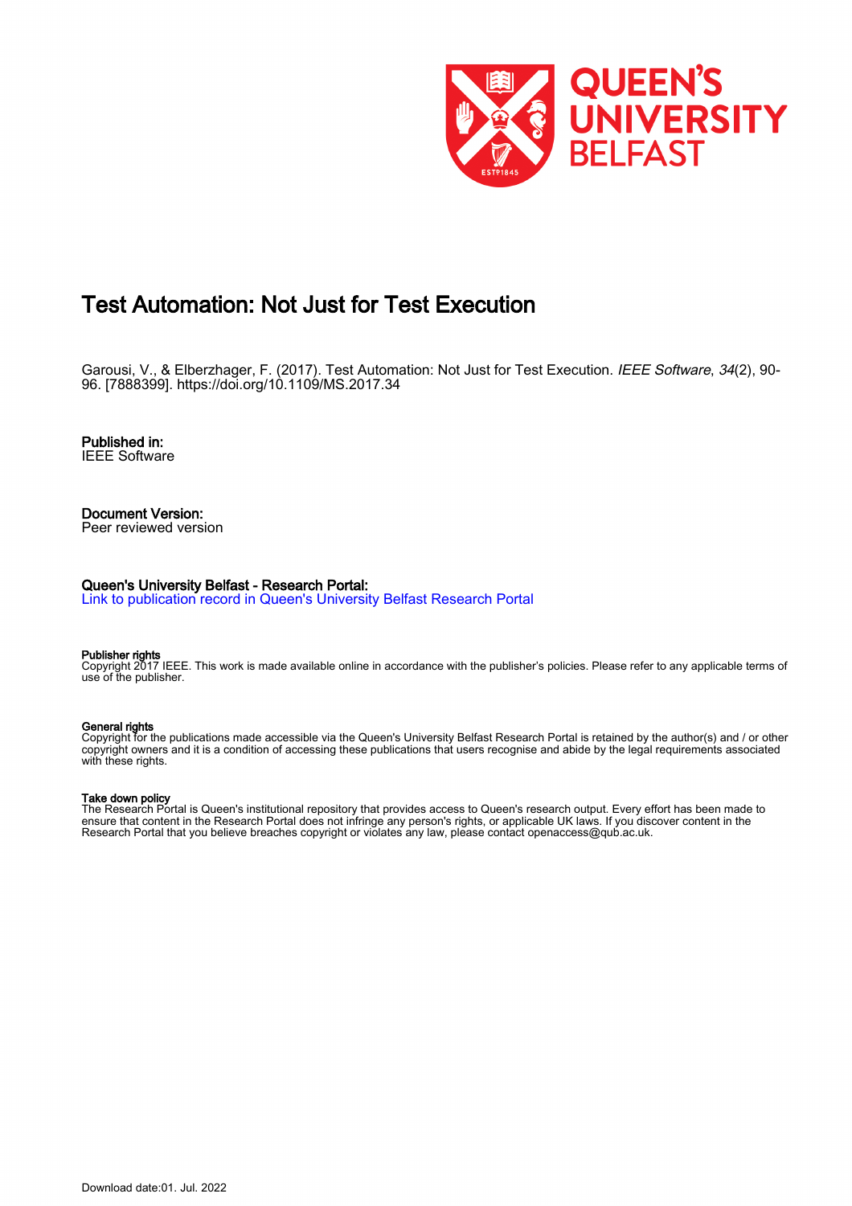# Test Automation: Not Just for Test Execution

Garousi, V., & Elberzhager, F. (2017). Test Automation: Not Just for Test Execution. *IEEE Software*, *34*(2), 90-96. [7888399]. https://doi.org/10.1109/MS.2017.34

**Published in:**
IEEE Software

**Document Version:**
Peer reviewed version

**Queen's University Belfast - Research Portal:**
Link to publication record in Queen's University Belfast Research Portal

**Publisher rights**
Copyright 2017 IEEE. This work is made available online in accordance with the publisher's policies. Please refer to any applicable terms of use of the publisher.

**General rights**
Copyright for the publications made accessible via the Queen's University Belfast Research Portal is retained by the author(s) and / or other copyright owners and it is a condition of accessing these publications that users recognise and abide by the legal requirements associated with these rights.

**Take down policy**
The Research Portal is Queen's institutional repository that provides access to Queen's research output. Every effort has been made to ensure that content in the Research Portal does not infringe any person's rights, or applicable UK laws. If you discover content in the Research Portal that you believe breaches copyright or violates any law, please contact openaccess@qub.ac.uk.

Download date:01. Jul. 2022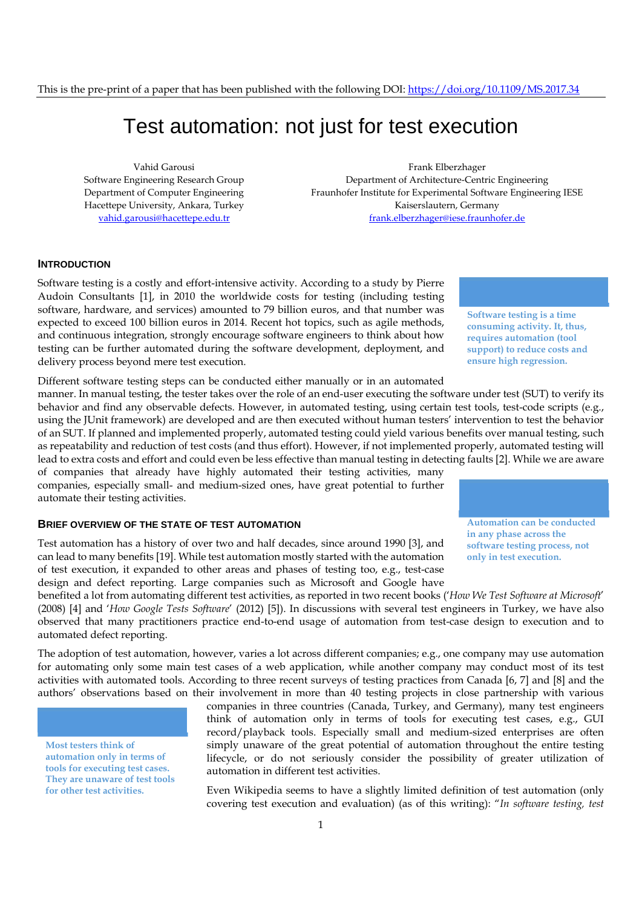This is the pre-print of a paper that has been published with the following DOI: https://doi.org/10.1109/MS.2017.34

# Test automation: not just for test execution

Vahid Garousi
Software Engineering Research Group
Department of Computer Engineering
Hacettepe University, Ankara, Turkey
vahid.garousi@hacettepe.edu.tr

Frank Elberzhager
Department of Architecture-Centric Engineering
Fraunhofer Institute for Experimental Software Engineering IESE
Kaiserslautern, Germany
frank.elberzhager@iese.fraunhofer.de

## INTRODUCTION

Software testing is a costly and effort-intensive activity. According to a study by Pierre Audoin Consultants [1], in 2010 the worldwide costs for testing (including testing software, hardware, and services) amounted to 79 billion euros, and that number was expected to exceed 100 billion euros in 2014. Recent hot topics, such as agile methods, and continuous integration, strongly encourage software engineers to think about how testing can be further automated during the software development, deployment, and delivery process beyond mere test execution.

**Software testing is a time consuming activity. It, thus, requires automation (tool support) to reduce costs and ensure high regression.**

Different software testing steps can be conducted either manually or in an automated manner. In manual testing, the tester takes over the role of an end-user executing the software under test (SUT) to verify its behavior and find any observable defects. However, in automated testing, using certain test tools, test-code scripts (e.g., using the JUnit framework) are developed and are then executed without human testers' intervention to test the behavior of an SUT. If planned and implemented properly, automated testing could yield various benefits over manual testing, such as repeatability and reduction of test costs (and thus effort). However, if not implemented properly, automated testing will lead to extra costs and effort and could even be less effective than manual testing in detecting faults [2]. While we are aware of companies that already have highly automated their testing activities, many companies, especially small- and medium-sized ones, have great potential to further automate their testing activities.

**Automation can be conducted in any phase across the software testing process, not only in test execution.**

## BRIEF OVERVIEW OF THE STATE OF TEST AUTOMATION

Test automation has a history of over two and half decades, since around 1990 [3], and can lead to many benefits [19]. While test automation mostly started with the automation of test execution, it expanded to other areas and phases of testing too, e.g., test-case design and defect reporting. Large companies such as Microsoft and Google have benefited a lot from automating different test activities, as reported in two recent books ('*How We Test Software at Microsoft*' (2008) [4] and '*How Google Tests Software*' (2012) [5]). In discussions with several test engineers in Turkey, we have also observed that many practitioners practice end-to-end usage of automation from test-case design to execution and to automated defect reporting.

The adoption of test automation, however, varies a lot across different companies; e.g., one company may use automation for automating only some main test cases of a web application, while another company may conduct most of its test activities with automated tools. According to three recent surveys of testing practices from Canada [6, 7] and [8] and the authors' observations based on their involvement in more than 40 testing projects in close partnership with various companies in three countries (Canada, Turkey, and Germany), many test engineers think of automation only in terms of tools for executing test cases, e.g., GUI record/playback tools. Especially small and medium-sized enterprises are often simply unaware of the great potential of automation throughout the entire testing lifecycle, or do not seriously consider the possibility of greater utilization of automation in different test activities.

**Most testers think of automation only in terms of tools for executing test cases. They are unaware of test tools for other test activities.**

Even Wikipedia seems to have a slightly limited definition of test automation (only covering test execution and evaluation) (as of this writing): "*In software testing, test*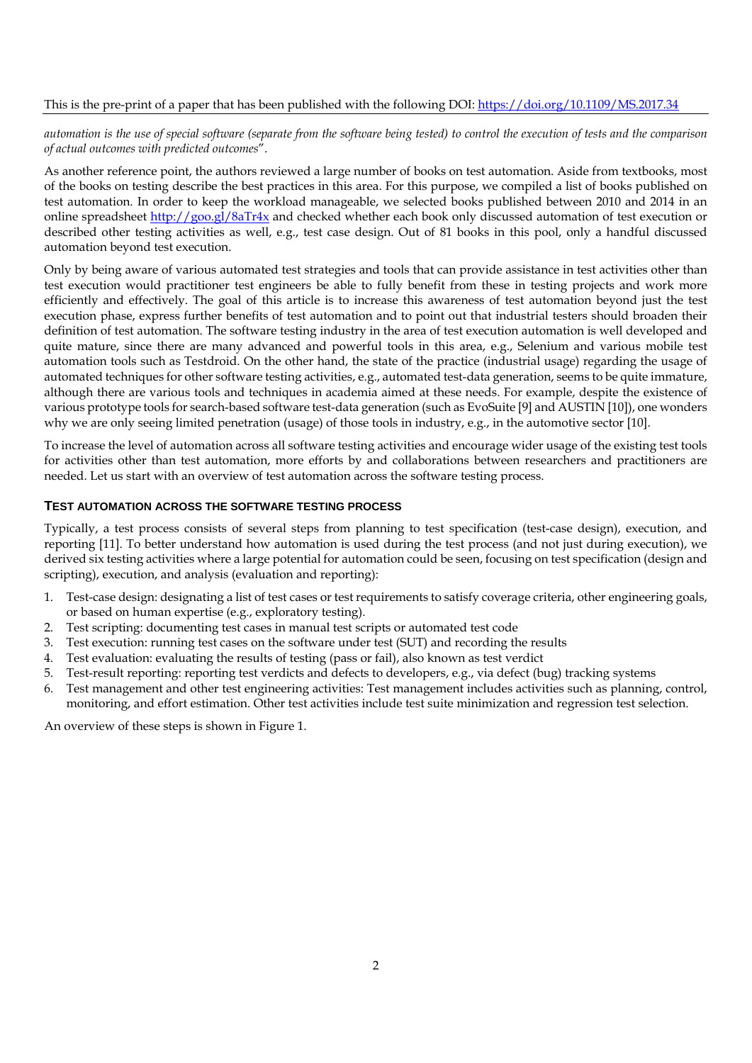*automation is the use of special software (separate from the software being tested) to control the execution of tests and the comparison of actual outcomes with predicted outcomes*".

As another reference point, the authors reviewed a large number of books on test automation. Aside from textbooks, most of the books on testing describe the best practices in this area. For this purpose, we compiled a list of books published on test automation. In order to keep the workload manageable, we selected books published between 2010 and 2014 in an online spreadsheet http://goo.gl/8aTr4x and checked whether each book only discussed automation of test execution or described other testing activities as well, e.g., test case design. Out of 81 books in this pool, only a handful discussed automation beyond test execution.

Only by being aware of various automated test strategies and tools that can provide assistance in test activities other than test execution would practitioner test engineers be able to fully benefit from these in testing projects and work more efficiently and effectively. The goal of this article is to increase this awareness of test automation beyond just the test execution phase, express further benefits of test automation and to point out that industrial testers should broaden their definition of test automation. The software testing industry in the area of test execution automation is well developed and quite mature, since there are many advanced and powerful tools in this area, e.g., Selenium and various mobile test automation tools such as Testdroid. On the other hand, the state of the practice (industrial usage) regarding the usage of automated techniques for other software testing activities, e.g., automated test-data generation, seems to be quite immature, although there are various tools and techniques in academia aimed at these needs. For example, despite the existence of various prototype tools for search-based software test-data generation (such as EvoSuite [9] and AUSTIN [10]), one wonders why we are only seeing limited penetration (usage) of those tools in industry, e.g., in the automotive sector [10].

To increase the level of automation across all software testing activities and encourage wider usage of the existing test tools for activities other than test automation, more efforts by and collaborations between researchers and practitioners are needed. Let us start with an overview of test automation across the software testing process.

## Test automation across the software testing process

Typically, a test process consists of several steps from planning to test specification (test-case design), execution, and reporting [11]. To better understand how automation is used during the test process (and not just during execution), we derived six testing activities where a large potential for automation could be seen, focusing on test specification (design and scripting), execution, and analysis (evaluation and reporting):

1. Test-case design: designating a list of test cases or test requirements to satisfy coverage criteria, other engineering goals, or based on human expertise (e.g., exploratory testing).
2. Test scripting: documenting test cases in manual test scripts or automated test code
3. Test execution: running test cases on the software under test (SUT) and recording the results
4. Test evaluation: evaluating the results of testing (pass or fail), also known as test verdict
5. Test-result reporting: reporting test verdicts and defects to developers, e.g., via defect (bug) tracking systems
6. Test management and other test engineering activities: Test management includes activities such as planning, control, monitoring, and effort estimation. Other test activities include test suite minimization and regression test selection.

An overview of these steps is shown in Figure 1.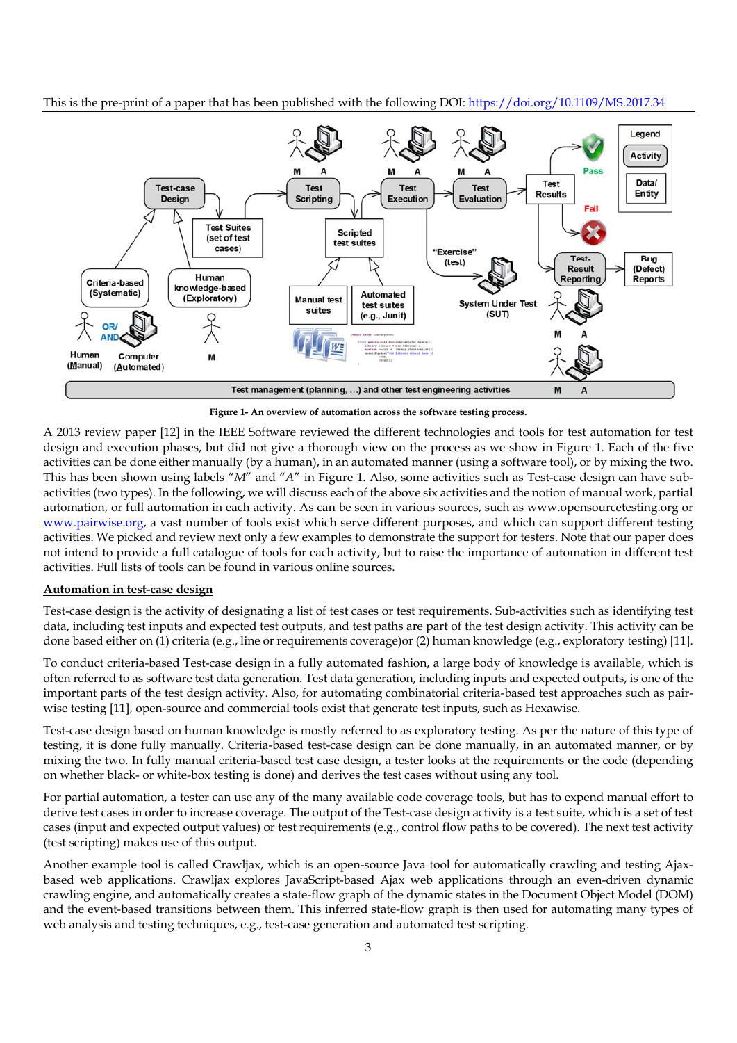This is the pre-print of a paper that has been published with the following DOI: https://doi.org/10.1109/MS.2017.34

Figure 1- An overview of automation across the software testing process.

A 2013 review paper [12] in the IEEE Software reviewed the different technologies and tools for test automation for test design and execution phases, but did not give a thorough view on the process as we show in Figure 1. Each of the five activities can be done either manually (by a human), in an automated manner (using a software tool), or by mixing the two. This has been shown using labels "*M*" and "*A*" in Figure 1. Also, some activities such as Test-case design can have sub-activities (two types). In the following, we will discuss each of the above six activities and the notion of manual work, partial automation, or full automation in each activity. As can be seen in various sources, such as www.opensourcetesting.org or www.pairwise.org, a vast number of tools exist which serve different purposes, and which can support different testing activities. We picked and review next only a few examples to demonstrate the support for testers. Note that our paper does not intend to provide a full catalogue of tools for each activity, but to raise the importance of automation in different test activities. Full lists of tools can be found in various online sources.

**Automation in test-case design**

Test-case design is the activity of designating a list of test cases or test requirements. Sub-activities such as identifying test data, including test inputs and expected test outputs, and test paths are part of the test design activity. This activity can be done based either on (1) criteria (e.g., line or requirements coverage)or (2) human knowledge (e.g., exploratory testing) [11].

To conduct criteria-based Test-case design in a fully automated fashion, a large body of knowledge is available, which is often referred to as software test data generation. Test data generation, including inputs and expected outputs, is one of the important parts of the test design activity. Also, for automating combinatorial criteria-based test approaches such as pair-wise testing [11], open-source and commercial tools exist that generate test inputs, such as Hexawise.

Test-case design based on human knowledge is mostly referred to as exploratory testing. As per the nature of this type of testing, it is done fully manually. Criteria-based test-case design can be done manually, in an automated manner, or by mixing the two. In fully manual criteria-based test case design, a tester looks at the requirements or the code (depending on whether black- or white-box testing is done) and derives the test cases without using any tool.

For partial automation, a tester can use any of the many available code coverage tools, but has to expend manual effort to derive test cases in order to increase coverage. The output of the Test-case design activity is a test suite, which is a set of test cases (input and expected output values) or test requirements (e.g., control flow paths to be covered). The next test activity (test scripting) makes use of this output.

Another example tool is called Crawljax, which is an open-source Java tool for automatically crawling and testing Ajax-based web applications. Crawljax explores JavaScript-based Ajax web applications through an even-driven dynamic crawling engine, and automatically creates a state-flow graph of the dynamic states in the Document Object Model (DOM) and the event-based transitions between them. This inferred state-flow graph is then used for automating many types of web analysis and testing techniques, e.g., test-case generation and automated test scripting.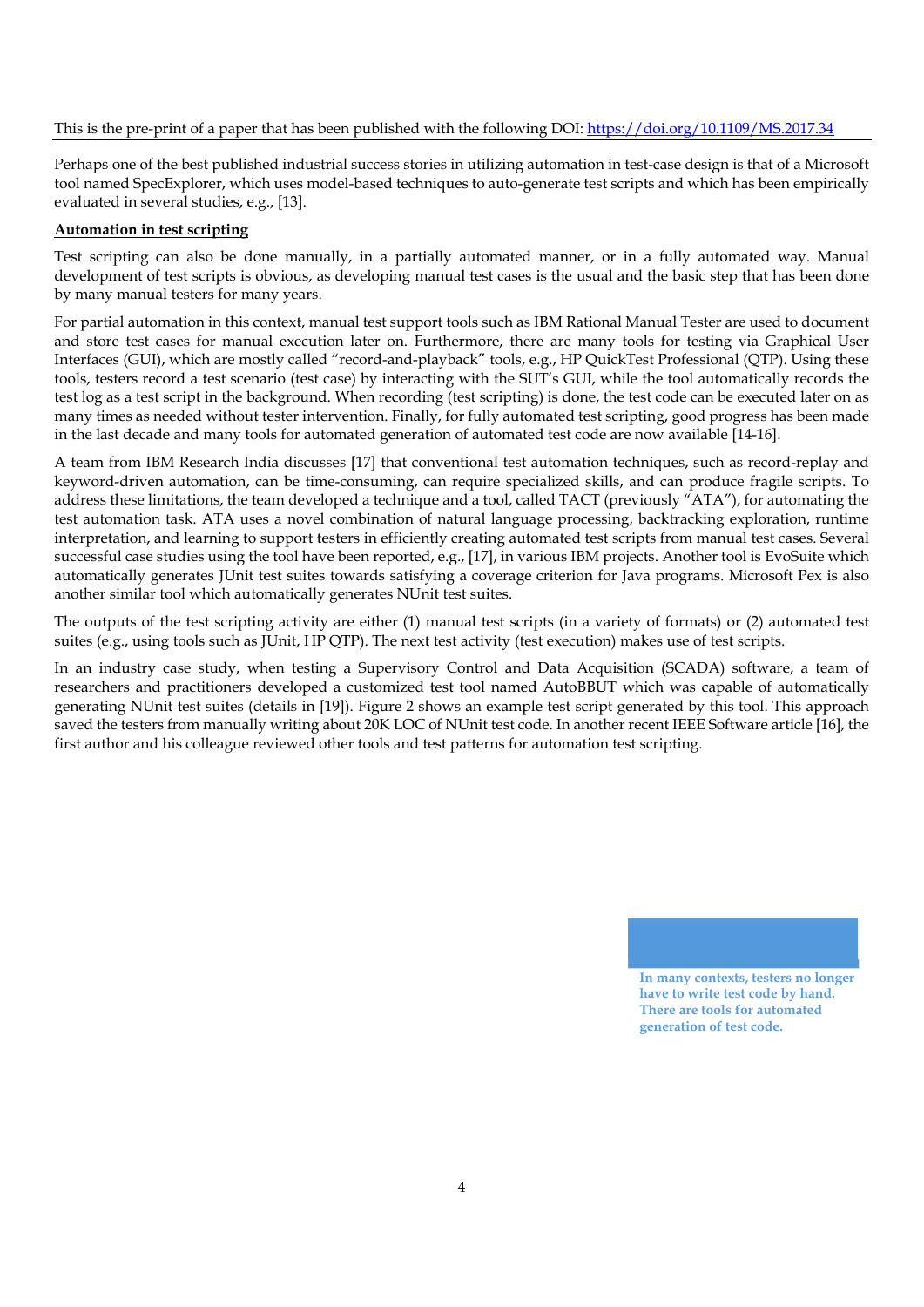This is the pre-print of a paper that has been published with the following DOI: https://doi.org/10.1109/MS.2017.34

Perhaps one of the best published industrial success stories in utilizing automation in test-case design is that of a Microsoft tool named SpecExplorer, which uses model-based techniques to auto-generate test scripts and which has been empirically evaluated in several studies, e.g., [13].

**Automation in test scripting**

Test scripting can also be done manually, in a partially automated manner, or in a fully automated way. Manual development of test scripts is obvious, as developing manual test cases is the usual and the basic step that has been done by many manual testers for many years.

For partial automation in this context, manual test support tools such as IBM Rational Manual Tester are used to document and store test cases for manual execution later on. Furthermore, there are many tools for testing via Graphical User Interfaces (GUI), which are mostly called "record-and-playback" tools, e.g., HP QuickTest Professional (QTP). Using these tools, testers record a test scenario (test case) by interacting with the SUT's GUI, while the tool automatically records the test log as a test script in the background. When recording (test scripting) is done, the test code can be executed later on as many times as needed without tester intervention. Finally, for fully automated test scripting, good progress has been made in the last decade and many tools for automated generation of automated test code are now available [14-16].

A team from IBM Research India discusses [17] that conventional test automation techniques, such as record-replay and keyword-driven automation, can be time-consuming, can require specialized skills, and can produce fragile scripts. To address these limitations, the team developed a technique and a tool, called TACT (previously "ATA"), for automating the test automation task. ATA uses a novel combination of natural language processing, backtracking exploration, runtime interpretation, and learning to support testers in efficiently creating automated test scripts from manual test cases. Several successful case studies using the tool have been reported, e.g., [17], in various IBM projects. Another tool is EvoSuite which automatically generates JUnit test suites towards satisfying a coverage criterion for Java programs. Microsoft Pex is also another similar tool which automatically generates NUnit test suites.

The outputs of the test scripting activity are either (1) manual test scripts (in a variety of formats) or (2) automated test suites (e.g., using tools such as JUnit, HP QTP). The next test activity (test execution) makes use of test scripts.

In an industry case study, when testing a Supervisory Control and Data Acquisition (SCADA) software, a team of researchers and practitioners developed a customized test tool named AutoBBUT which was capable of automatically generating NUnit test suites (details in [19]). Figure 2 shows an example test script generated by this tool. This approach saved the testers from manually writing about 20K LOC of NUnit test code. In another recent IEEE Software article [16], the first author and his colleague reviewed other tools and test patterns for automation test scripting.

**In many contexts, testers no longer have to write test code by hand. There are tools for automated generation of test code.**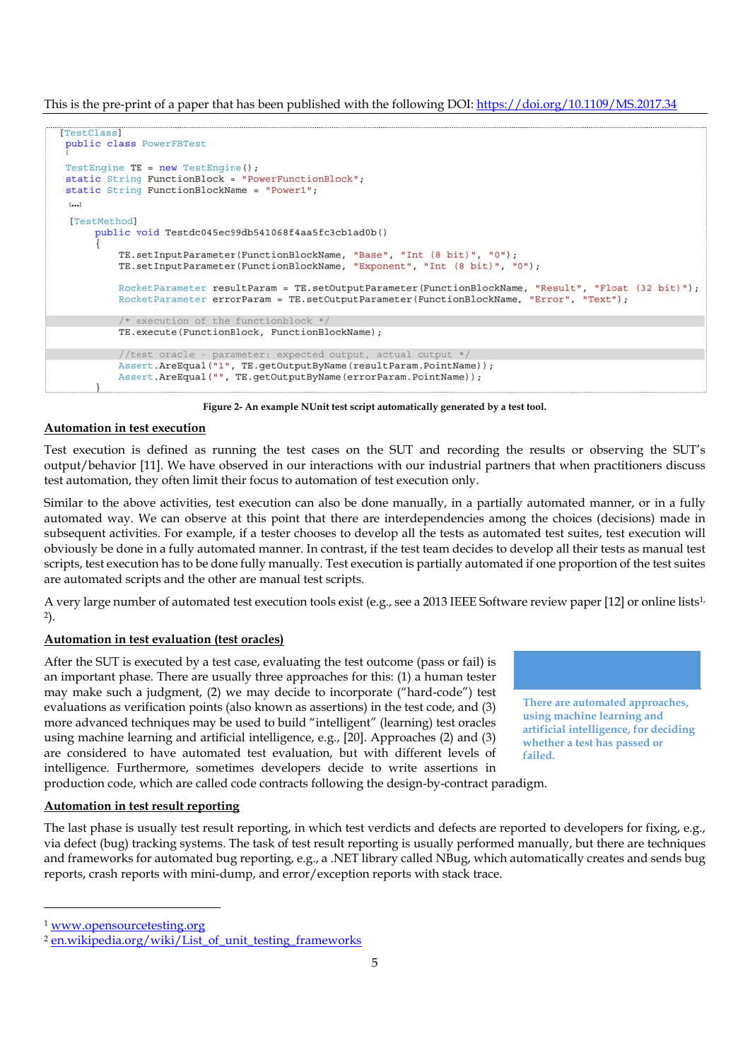This is the pre-print of a paper that has been published with the following DOI: https://doi.org/10.1109/MS.2017.34

```
[TestClass]
public class PowerFBTest
{

TestEngine TE = new TestEngine();
static String FunctionBlock = "PowerFunctionBlock";
static String FunctionBlockName = "Power1";

[...]

 [TestMethod]
     public void Testdc045ec99db541068f4aa5fc3cb1ad0b()
     {
         TE.setInputParameter(FunctionBlockName, "Base", "Int (8 bit)", "0");
         TE.setInputParameter(FunctionBlockName, "Exponent", "Int (8 bit)", "0");

         RocketParameter resultParam = TE.setOutputParameter(FunctionBlockName, "Result", "Float (32 bit)");
         RocketParameter errorParam = TE.setOutputParameter(FunctionBlockName, "Error", "Text");

         /* execution of the functionblock */
         TE.execute(FunctionBlock, FunctionBlockName);

         //test oracle - parameter: expected output, actual output */
         Assert.AreEqual("1", TE.getOutputByName(resultParam.PointName));
         Assert.AreEqual("", TE.getOutputByName(errorParam.PointName));
     }
```

**Figure 2- An example NUnit test script automatically generated by a test tool.**

## Automation in test execution

Test execution is defined as running the test cases on the SUT and recording the results or observing the SUT's output/behavior [11]. We have observed in our interactions with our industrial partners that when practitioners discuss test automation, they often limit their focus to automation of test execution only.

Similar to the above activities, test execution can also be done manually, in a partially automated manner, or in a fully automated way. We can observe at this point that there are interdependencies among the choices (decisions) made in subsequent activities. For example, if a tester chooses to develop all the tests as automated test suites, test execution will obviously be done in a fully automated manner. In contrast, if the test team decides to develop all their tests as manual test scripts, test execution has to be done fully manually. Test execution is partially automated if one proportion of the test suites are automated scripts and the other are manual test scripts.

A very large number of automated test execution tools exist (e.g., see a 2013 IEEE Software review paper [12] or online lists[1, 2]).

## Automation in test evaluation (test oracles)

After the SUT is executed by a test case, evaluating the test outcome (pass or fail) is an important phase. There are usually three approaches for this: (1) a human tester may make such a judgment, (2) we may decide to incorporate ("hard-code") test evaluations as verification points (also known as assertions) in the test code, and (3) more advanced techniques may be used to build "intelligent" (learning) test oracles using machine learning and artificial intelligence, e.g., [20]. Approaches (2) and (3) are considered to have automated test evaluation, but with different levels of intelligence. Furthermore, sometimes developers decide to write assertions in production code, which are called code contracts following the design-by-contract paradigm.

**There are automated approaches, using machine learning and artificial intelligence, for deciding whether a test has passed or failed.**

## Automation in test result reporting

The last phase is usually test result reporting, in which test verdicts and defects are reported to developers for fixing, e.g., via defect (bug) tracking systems. The task of test result reporting is usually performed manually, but there are techniques and frameworks for automated bug reporting, e.g., a .NET library called NBug, which automatically creates and sends bug reports, crash reports with mini-dump, and error/exception reports with stack trace.

---

[1] www.opensourcetesting.org

[2] en.wikipedia.org/wiki/List_of_unit_testing_frameworks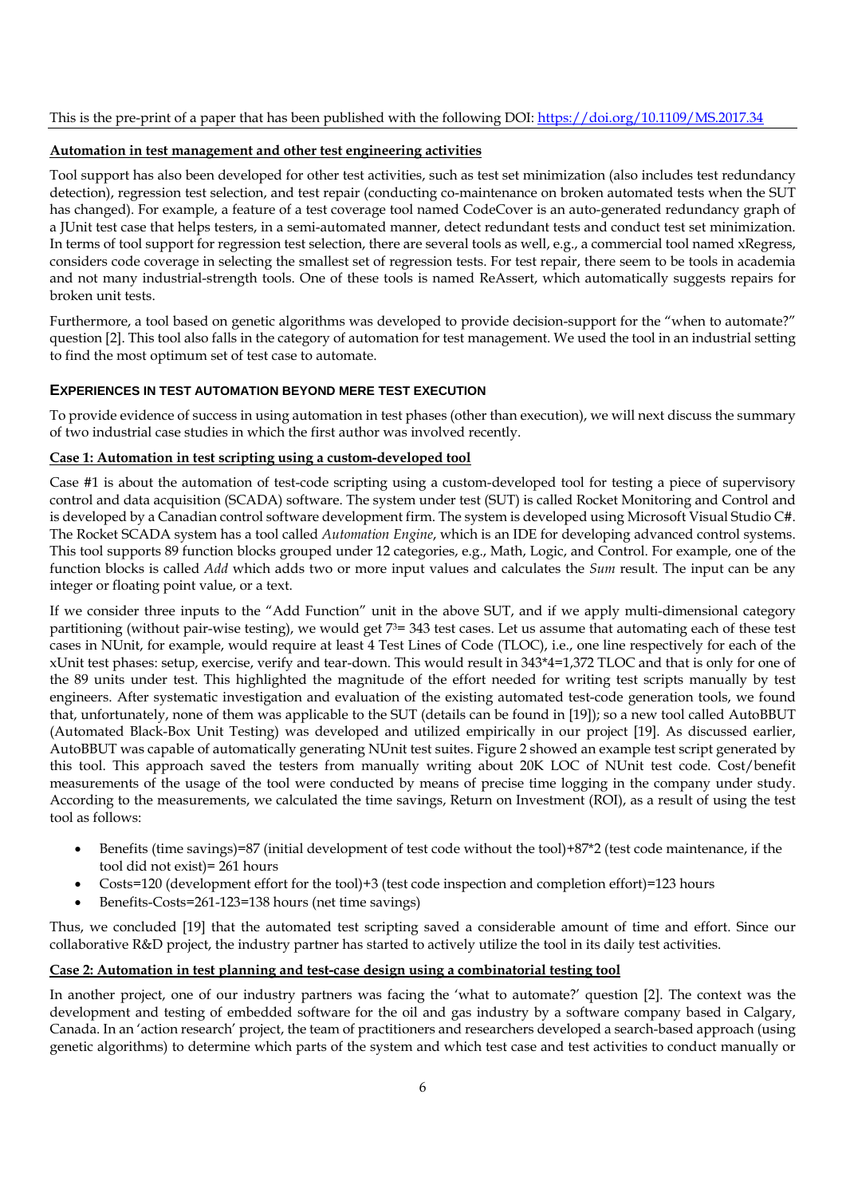This is the pre-print of a paper that has been published with the following DOI: [https://doi.org/10.1109/MS.2017.34](https://doi.org/10.1109/MS.2017.34)

**Automation in test management and other test engineering activities**

Tool support has also been developed for other test activities, such as test set minimization (also includes test redundancy detection), regression test selection, and test repair (conducting co-maintenance on broken automated tests when the SUT has changed). For example, a feature of a test coverage tool named CodeCover is an auto-generated redundancy graph of a JUnit test case that helps testers, in a semi-automated manner, detect redundant tests and conduct test set minimization. In terms of tool support for regression test selection, there are several tools as well, e.g., a commercial tool named xRegress, considers code coverage in selecting the smallest set of regression tests. For test repair, there seem to be tools in academia and not many industrial-strength tools. One of these tools is named ReAssert, which automatically suggests repairs for broken unit tests.

Furthermore, a tool based on genetic algorithms was developed to provide decision-support for the "when to automate?" question [2]. This tool also falls in the category of automation for test management. We used the tool in an industrial setting to find the most optimum set of test case to automate.

## EXPERIENCES IN TEST AUTOMATION BEYOND MERE TEST EXECUTION

To provide evidence of success in using automation in test phases (other than execution), we will next discuss the summary of two industrial case studies in which the first author was involved recently.

**Case 1: Automation in test scripting using a custom-developed tool**

Case #1 is about the automation of test-code scripting using a custom-developed tool for testing a piece of supervisory control and data acquisition (SCADA) software. The system under test (SUT) is called Rocket Monitoring and Control and is developed by a Canadian control software development firm. The system is developed using Microsoft Visual Studio C#. The Rocket SCADA system has a tool called *Automation Engine*, which is an IDE for developing advanced control systems. This tool supports 89 function blocks grouped under 12 categories, e.g., Math, Logic, and Control. For example, one of the function blocks is called *Add* which adds two or more input values and calculates the *Sum* result. The input can be any integer or floating point value, or a text.

If we consider three inputs to the "Add Function" unit in the above SUT, and if we apply multi-dimensional category partitioning (without pair-wise testing), we would get $7^3$= 343 test cases. Let us assume that automating each of these test cases in NUnit, for example, would require at least 4 Test Lines of Code (TLOC), i.e., one line respectively for each of the xUnit test phases: setup, exercise, verify and tear-down. This would result in 343*4=1,372 TLOC and that is only for one of the 89 units under test. This highlighted the magnitude of the effort needed for writing test scripts manually by test engineers. After systematic investigation and evaluation of the existing automated test-code generation tools, we found that, unfortunately, none of them was applicable to the SUT (details can be found in [19]); so a new tool called AutoBBUT (Automated Black-Box Unit Testing) was developed and utilized empirically in our project [19]. As discussed earlier, AutoBBUT was capable of automatically generating NUnit test suites. Figure 2 showed an example test script generated by this tool. This approach saved the testers from manually writing about 20K LOC of NUnit test code. Cost/benefit measurements of the usage of the tool were conducted by means of precise time logging in the company under study. According to the measurements, we calculated the time savings, Return on Investment (ROI), as a result of using the test tool as follows:

- Benefits (time savings)=87 (initial development of test code without the tool)+87*2 (test code maintenance, if the tool did not exist)= 261 hours
- Costs=120 (development effort for the tool)+3 (test code inspection and completion effort)=123 hours
- Benefits-Costs=261-123=138 hours (net time savings)

Thus, we concluded [19] that the automated test scripting saved a considerable amount of time and effort. Since our collaborative R&D project, the industry partner has started to actively utilize the tool in its daily test activities.

**Case 2: Automation in test planning and test-case design using a combinatorial testing tool**

In another project, one of our industry partners was facing the 'what to automate?' question [2]. The context was the development and testing of embedded software for the oil and gas industry by a software company based in Calgary, Canada. In an 'action research' project, the team of practitioners and researchers developed a search-based approach (using genetic algorithms) to determine which parts of the system and which test case and test activities to conduct manually or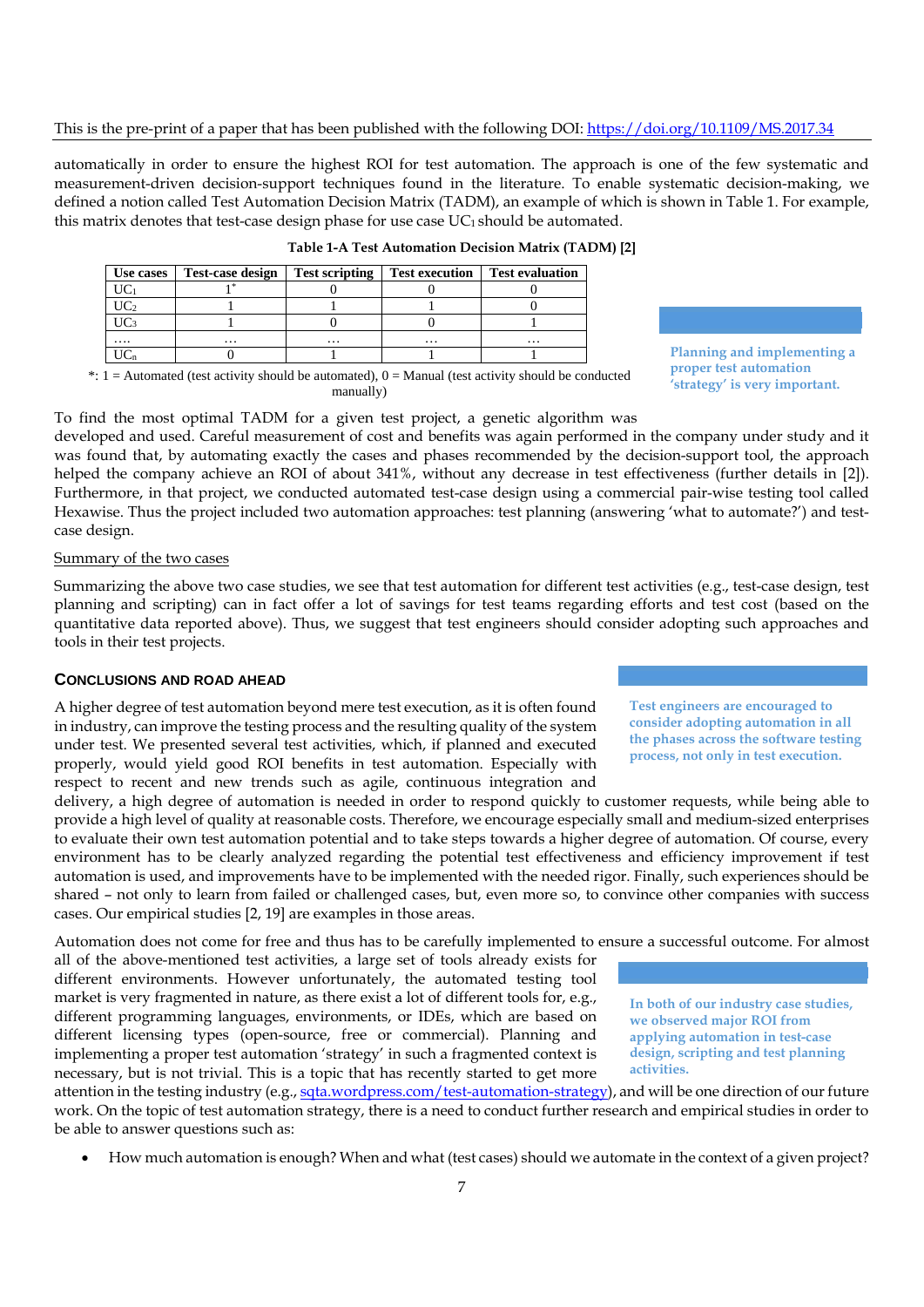automatically in order to ensure the highest ROI for test automation. The approach is one of the few systematic and measurement-driven decision-support techniques found in the literature. To enable systematic decision-making, we defined a notion called Test Automation Decision Matrix (TADM), an example of which is shown in Table 1. For example, this matrix denotes that test-case design phase for use case $UC_1$ should be automated.

**Table 1-A Test Automation Decision Matrix (TADM) [2]**

| Use cases | Test-case design | Test scripting | Test execution | Test evaluation |
|---|---|---|---|---|
| $UC_1$ | 1* | 0 | 0 | 0 |
| $UC_2$ | 1 | 1 | 1 | 0 |
| $UC_3$ | 1 | 0 | 0 | 1 |
| …. | … | … | … | … |
| $UC_n$ | 0 | 1 | 1 | 1 |

*: 1 = Automated (test activity should be automated), 0 = Manual (test activity should be conducted manually)

Planning and implementing a proper test automation 'strategy' is very important.

To find the most optimal TADM for a given test project, a genetic algorithm was developed and used. Careful measurement of cost and benefits was again performed in the company under study and it was found that, by automating exactly the cases and phases recommended by the decision-support tool, the approach helped the company achieve an ROI of about 341%, without any decrease in test effectiveness (further details in [2]). Furthermore, in that project, we conducted automated test-case design using a commercial pair-wise testing tool called Hexawise. Thus the project included two automation approaches: test planning (answering 'what to automate?') and test-case design.

Summary of the two cases

Summarizing the above two case studies, we see that test automation for different test activities (e.g., test-case design, test planning and scripting) can in fact offer a lot of savings for test teams regarding efforts and test cost (based on the quantitative data reported above). Thus, we suggest that test engineers should consider adopting such approaches and tools in their test projects.

## CONCLUSIONS AND ROAD AHEAD

Test engineers are encouraged to consider adopting automation in all the phases across the software testing process, not only in test execution.

A higher degree of test automation beyond mere test execution, as it is often found in industry, can improve the testing process and the resulting quality of the system under test. We presented several test activities, which, if planned and executed properly, would yield good ROI benefits in test automation. Especially with respect to recent and new trends such as agile, continuous integration and delivery, a high degree of automation is needed in order to respond quickly to customer requests, while being able to provide a high level of quality at reasonable costs. Therefore, we encourage especially small and medium-sized enterprises to evaluate their own test automation potential and to take steps towards a higher degree of automation. Of course, every environment has to be clearly analyzed regarding the potential test effectiveness and efficiency improvement if test automation is used, and improvements have to be implemented with the needed rigor. Finally, such experiences should be shared – not only to learn from failed or challenged cases, but, even more so, to convince other companies with success cases. Our empirical studies [2, 19] are examples in those areas.

In both of our industry case studies, we observed major ROI from applying automation in test-case design, scripting and test planning activities.

Automation does not come for free and thus has to be carefully implemented to ensure a successful outcome. For almost all of the above-mentioned test activities, a large set of tools already exists for different environments. However unfortunately, the automated testing tool market is very fragmented in nature, as there exist a lot of different tools for, e.g., different programming languages, environments, or IDEs, which are based on different licensing types (open-source, free or commercial). Planning and implementing a proper test automation 'strategy' in such a fragmented context is necessary, but is not trivial. This is a topic that has recently started to get more attention in the testing industry (e.g., sqta.wordpress.com/test-automation-strategy), and will be one direction of our future work. On the topic of test automation strategy, there is a need to conduct further research and empirical studies in order to be able to answer questions such as:

- How much automation is enough? When and what (test cases) should we automate in the context of a given project?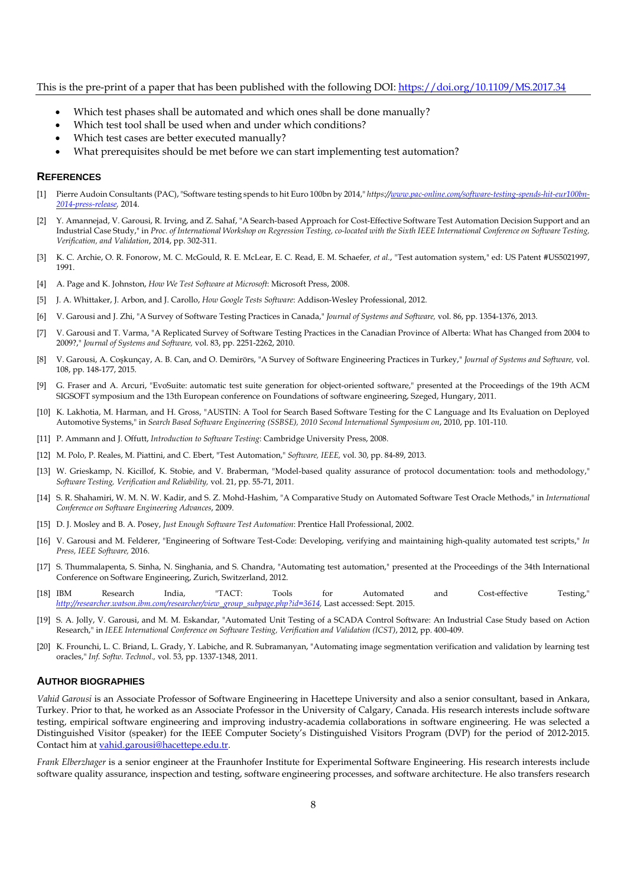This is the pre-print of a paper that has been published with the following DOI: https://doi.org/10.1109/MS.2017.34

- Which test phases shall be automated and which ones shall be done manually?
- Which test tool shall be used when and under which conditions?
- Which test cases are better executed manually?
- What prerequisites should be met before we can start implementing test automation?

## REFERENCES

[1] Pierre Audoin Consultants (PAC), "Software testing spends to hit Euro 100bn by 2014," *https://www.pac-online.com/software-testing-spends-hit-eur100bn-2014-press-release*, 2014.

[2] Y. Amannejad, V. Garousi, R. Irving, and Z. Sahaf, "A Search-based Approach for Cost-Effective Software Test Automation Decision Support and an Industrial Case Study," in *Proc. of International Workshop on Regression Testing, co-located with the Sixth IEEE International Conference on Software Testing, Verification, and Validation*, 2014, pp. 302-311.

[3] K. C. Archie, O. R. Fonorow, M. C. McGould, R. E. McLear, E. C. Read, E. M. Schaefer*, et al.*, "Test automation system," ed: US Patent #US5021997, 1991.

[4] A. Page and K. Johnston, *How We Test Software at Microsoft*: Microsoft Press, 2008.

[5] J. A. Whittaker, J. Arbon, and J. Carollo, *How Google Tests Software*: Addison-Wesley Professional, 2012.

[6] V. Garousi and J. Zhi, "A Survey of Software Testing Practices in Canada," *Journal of Systems and Software,* vol. 86, pp. 1354-1376, 2013.

[7] V. Garousi and T. Varma, "A Replicated Survey of Software Testing Practices in the Canadian Province of Alberta: What has Changed from 2004 to 2009?," *Journal of Systems and Software,* vol. 83, pp. 2251-2262, 2010.

[8] V. Garousi, A. Coşkunçay, A. B. Can, and O. Demirörs, "A Survey of Software Engineering Practices in Turkey," *Journal of Systems and Software,* vol. 108, pp. 148-177, 2015.

[9] G. Fraser and A. Arcuri, "EvoSuite: automatic test suite generation for object-oriented software," presented at the Proceedings of the 19th ACM SIGSOFT symposium and the 13th European conference on Foundations of software engineering, Szeged, Hungary, 2011.

[10] K. Lakhotia, M. Harman, and H. Gross, "AUSTIN: A Tool for Search Based Software Testing for the C Language and Its Evaluation on Deployed Automotive Systems," in *Search Based Software Engineering (SSBSE), 2010 Second International Symposium on*, 2010, pp. 101-110.

[11] P. Ammann and J. Offutt, *Introduction to Software Testing*: Cambridge University Press, 2008.

[12] M. Polo, P. Reales, M. Piattini, and C. Ebert, "Test Automation," *Software, IEEE,* vol. 30, pp. 84-89, 2013.

[13] W. Grieskamp, N. Kicillof, K. Stobie, and V. Braberman, "Model-based quality assurance of protocol documentation: tools and methodology," *Software Testing, Verification and Reliability,* vol. 21, pp. 55-71, 2011.

[14] S. R. Shahamiri, W. M. N. W. Kadir, and S. Z. Mohd-Hashim, "A Comparative Study on Automated Software Test Oracle Methods," in *International Conference on Software Engineering Advances*, 2009.

[15] D. J. Mosley and B. A. Posey, *Just Enough Software Test Automation*: Prentice Hall Professional, 2002.

[16] V. Garousi and M. Felderer, "Engineering of Software Test-Code: Developing, verifying and maintaining high-quality automated test scripts," *In Press, IEEE Software,* 2016.

[17] S. Thummalapenta, S. Sinha, N. Singhania, and S. Chandra, "Automating test automation," presented at the Proceedings of the 34th International Conference on Software Engineering, Zurich, Switzerland, 2012.

[18] IBM Research India, "TACT: Tools for Automated and Cost-effective Testing," *http://researcher.watson.ibm.com/researcher/view_group_subpage.php?id=3614*, Last accessed: Sept. 2015.

[19] S. A. Jolly, V. Garousi, and M. M. Eskandar, "Automated Unit Testing of a SCADA Control Software: An Industrial Case Study based on Action Research," in *IEEE International Conference on Software Testing, Verification and Validation (ICST)*, 2012, pp. 400-409.

[20] K. Frounchi, L. C. Briand, L. Grady, Y. Labiche, and R. Subramanyan, "Automating image segmentation verification and validation by learning test oracles," *Inf. Softw. Technol.,* vol. 53, pp. 1337-1348, 2011.

## AUTHOR BIOGRAPHIES

*Vahid Garousi* is an Associate Professor of Software Engineering in Hacettepe University and also a senior consultant, based in Ankara, Turkey. Prior to that, he worked as an Associate Professor in the University of Calgary, Canada. His research interests include software testing, empirical software engineering and improving industry-academia collaborations in software engineering. He was selected a Distinguished Visitor (speaker) for the IEEE Computer Society's Distinguished Visitors Program (DVP) for the period of 2012-2015. Contact him at vahid.garousi@hacettepe.edu.tr.

*Frank Elberzhager* is a senior engineer at the Fraunhofer Institute for Experimental Software Engineering. His research interests include software quality assurance, inspection and testing, software engineering processes, and software architecture. He also transfers research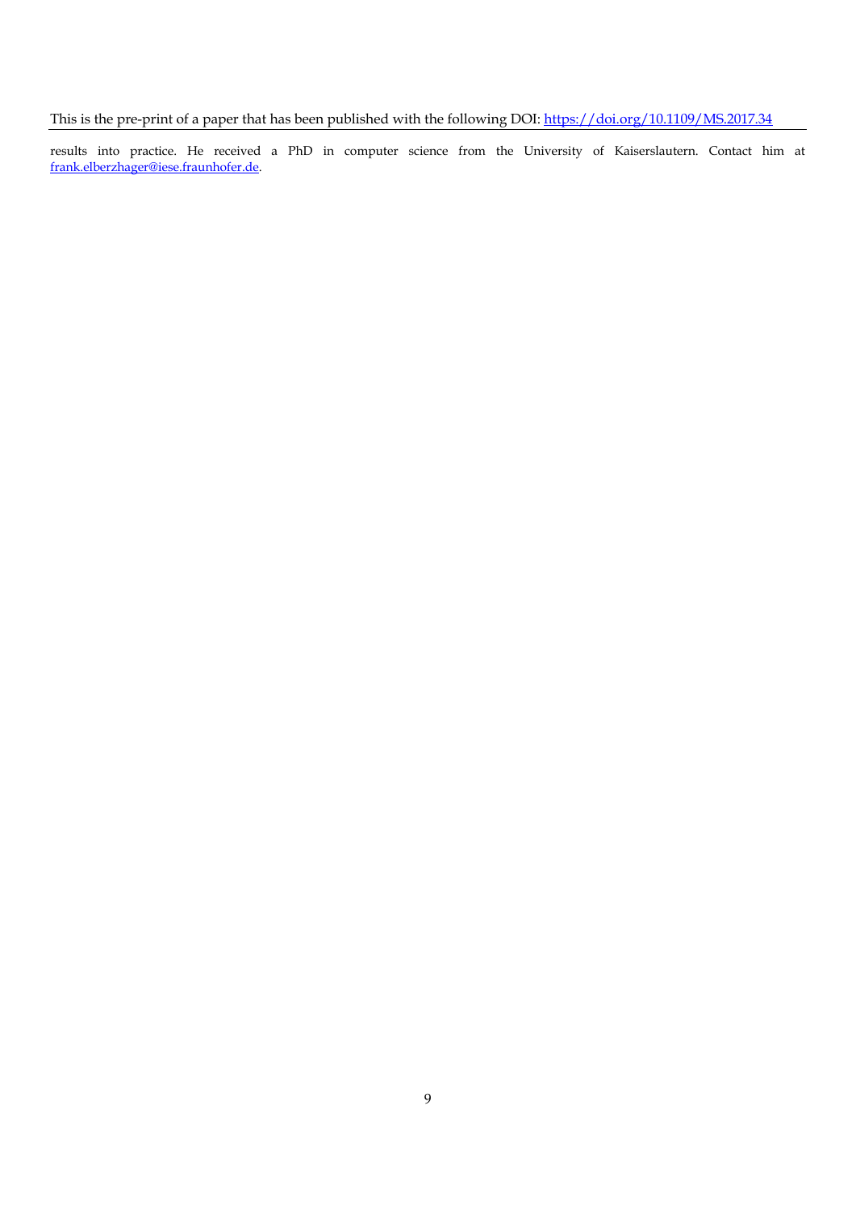results into practice. He received a PhD in computer science from the University of Kaiserslautern. Contact him at frank.elberzhager@iese.fraunhofer.de.